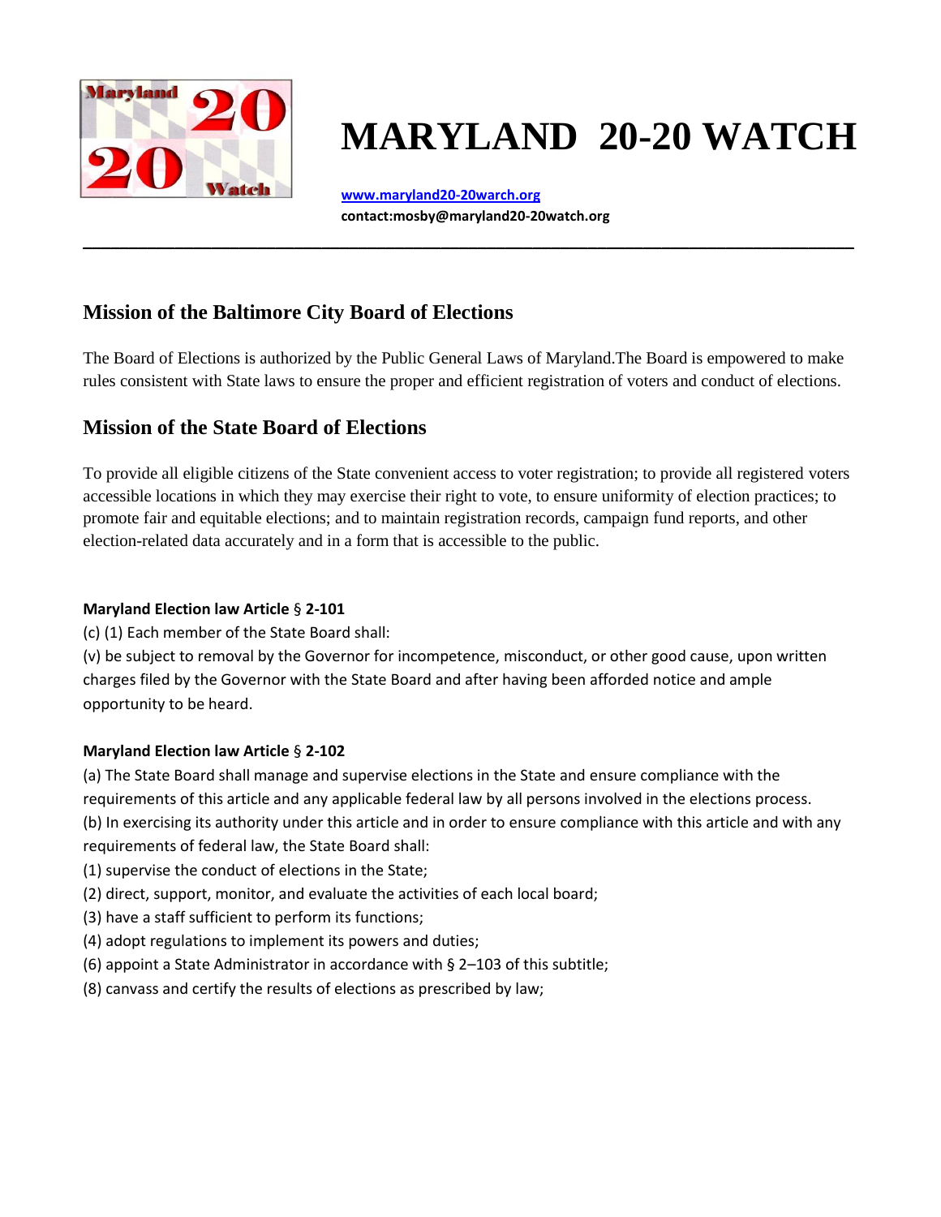# MARYLAND 20-20 WATCH

www.maryland20-20warch.org
contact:mosby@maryland20-20watch.org

---

## Mission of the Baltimore City Board of Elections

The Board of Elections is authorized by the Public General Laws of Maryland.The Board is empowered to make rules consistent with State laws to ensure the proper and efficient registration of voters and conduct of elections.

## Mission of the State Board of Elections

To provide all eligible citizens of the State convenient access to voter registration; to provide all registered voters accessible locations in which they may exercise their right to vote, to ensure uniformity of election practices; to promote fair and equitable elections; and to maintain registration records, campaign fund reports, and other election-related data accurately and in a form that is accessible to the public.

**Maryland Election law Article § 2-101**

(c) (1) Each member of the State Board shall:

(v) be subject to removal by the Governor for incompetence, misconduct, or other good cause, upon written charges filed by the Governor with the State Board and after having been afforded notice and ample opportunity to be heard.

**Maryland Election law Article § 2-102**

(a) The State Board shall manage and supervise elections in the State and ensure compliance with the requirements of this article and any applicable federal law by all persons involved in the elections process.

(b) In exercising its authority under this article and in order to ensure compliance with this article and with any requirements of federal law, the State Board shall:

(1) supervise the conduct of elections in the State;

(2) direct, support, monitor, and evaluate the activities of each local board;

(3) have a staff sufficient to perform its functions;

(4) adopt regulations to implement its powers and duties;

(6) appoint a State Administrator in accordance with § 2–103 of this subtitle;

(8) canvass and certify the results of elections as prescribed by law;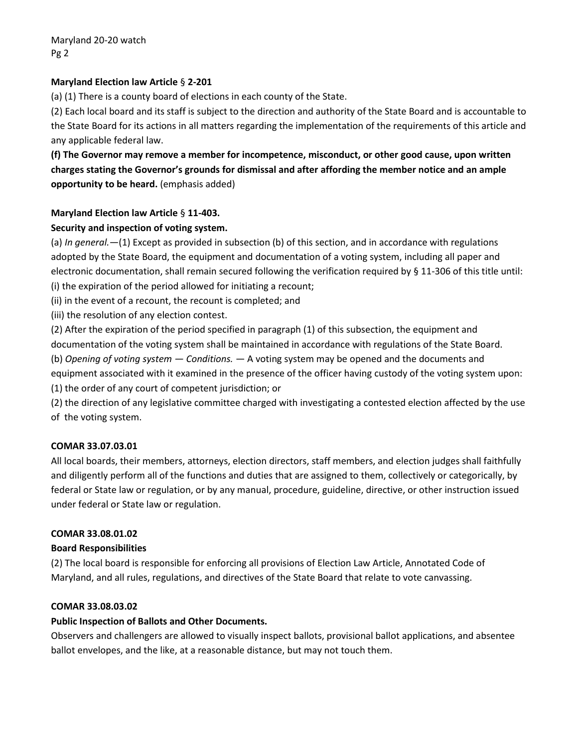**Maryland Election law Article** § **2-201**

(a) (1) There is a county board of elections in each county of the State.

(2) Each local board and its staff is subject to the direction and authority of the State Board and is accountable to the State Board for its actions in all matters regarding the implementation of the requirements of this article and any applicable federal law.

**(f) The Governor may remove a member for incompetence, misconduct, or other good cause, upon written charges stating the Governor's grounds for dismissal and after affording the member notice and an ample opportunity to be heard.** (emphasis added)

**Maryland Election law Article** § **11-403.**

**Security and inspection of voting system.**

(a) *In general.*—(1) Except as provided in subsection (b) of this section, and in accordance with regulations adopted by the State Board, the equipment and documentation of a voting system, including all paper and electronic documentation, shall remain secured following the verification required by § 11-306 of this title until:

(i) the expiration of the period allowed for initiating a recount;

(ii) in the event of a recount, the recount is completed; and

(iii) the resolution of any election contest.

(2) After the expiration of the period specified in paragraph (1) of this subsection, the equipment and documentation of the voting system shall be maintained in accordance with regulations of the State Board.

(b) *Opening of voting system — Conditions.* — A voting system may be opened and the documents and equipment associated with it examined in the presence of the officer having custody of the voting system upon:

(1) the order of any court of competent jurisdiction; or

(2) the direction of any legislative committee charged with investigating a contested election affected by the use of the voting system.

**COMAR 33.07.03.01**

All local boards, their members, attorneys, election directors, staff members, and election judges shall faithfully and diligently perform all of the functions and duties that are assigned to them, collectively or categorically, by federal or State law or regulation, or by any manual, procedure, guideline, directive, or other instruction issued under federal or State law or regulation.

**COMAR 33.08.01.02**

**Board Responsibilities**

(2) The local board is responsible for enforcing all provisions of Election Law Article, Annotated Code of Maryland, and all rules, regulations, and directives of the State Board that relate to vote canvassing.

**COMAR 33.08.03.02**

**Public Inspection of Ballots and Other Documents.**

Observers and challengers are allowed to visually inspect ballots, provisional ballot applications, and absentee ballot envelopes, and the like, at a reasonable distance, but may not touch them.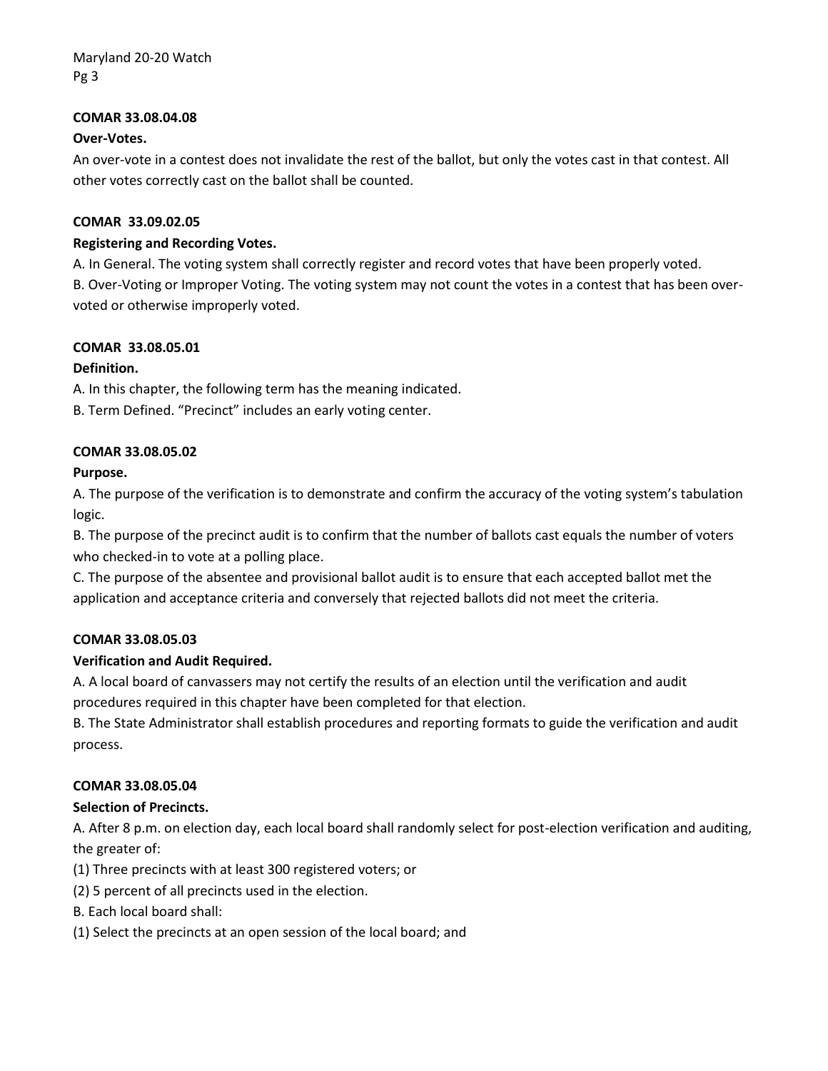**COMAR 33.08.04.08**

**Over-Votes.**

An over-vote in a contest does not invalidate the rest of the ballot, but only the votes cast in that contest. All other votes correctly cast on the ballot shall be counted.

**COMAR 33.09.02.05**

**Registering and Recording Votes.**

A. In General. The voting system shall correctly register and record votes that have been properly voted.
B. Over-Voting or Improper Voting. The voting system may not count the votes in a contest that has been over-voted or otherwise improperly voted.

**COMAR 33.08.05.01**

**Definition.**

A. In this chapter, the following term has the meaning indicated.
B. Term Defined. "Precinct" includes an early voting center.

**COMAR 33.08.05.02**

**Purpose.**

A. The purpose of the verification is to demonstrate and confirm the accuracy of the voting system's tabulation logic.
B. The purpose of the precinct audit is to confirm that the number of ballots cast equals the number of voters who checked-in to vote at a polling place.
C. The purpose of the absentee and provisional ballot audit is to ensure that each accepted ballot met the application and acceptance criteria and conversely that rejected ballots did not meet the criteria.

**COMAR 33.08.05.03**

**Verification and Audit Required.**

A. A local board of canvassers may not certify the results of an election until the verification and audit procedures required in this chapter have been completed for that election.
B. The State Administrator shall establish procedures and reporting formats to guide the verification and audit process.

**COMAR 33.08.05.04**

**Selection of Precincts.**

A. After 8 p.m. on election day, each local board shall randomly select for post-election verification and auditing, the greater of:
(1) Three precincts with at least 300 registered voters; or
(2) 5 percent of all precincts used in the election.
B. Each local board shall:
(1) Select the precincts at an open session of the local board; and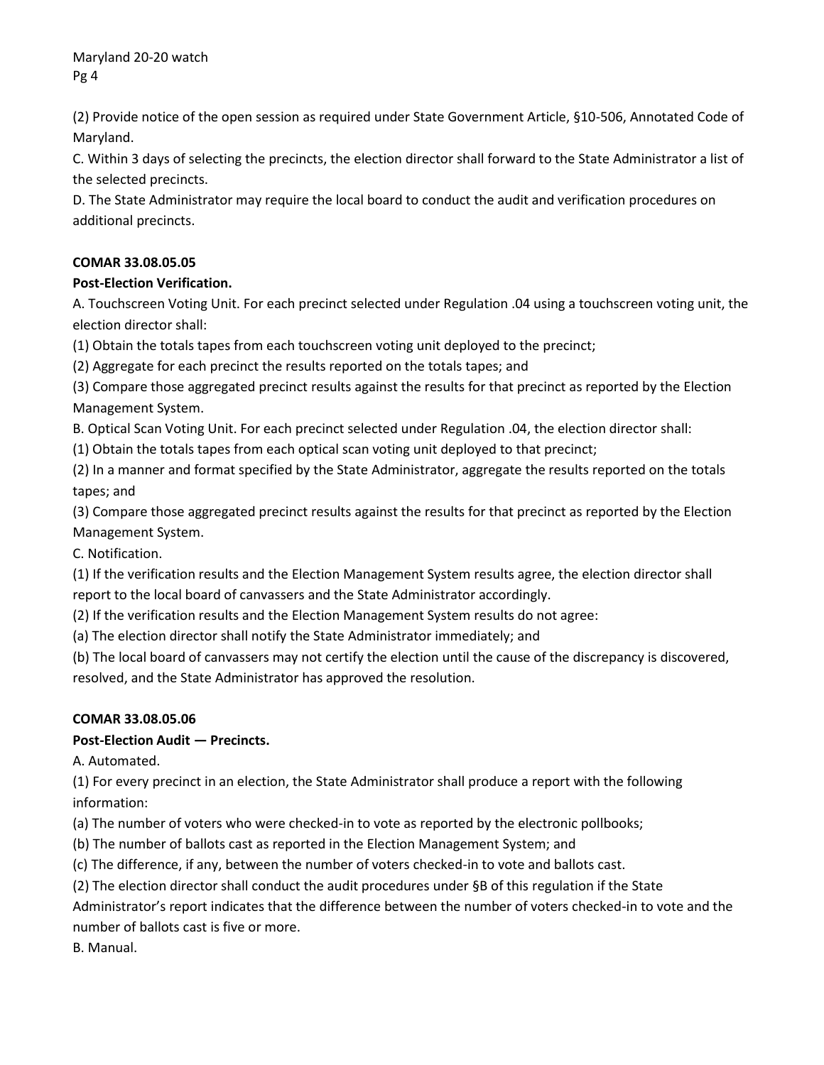(2) Provide notice of the open session as required under State Government Article, §10-506, Annotated Code of Maryland.

C. Within 3 days of selecting the precincts, the election director shall forward to the State Administrator a list of the selected precincts.

D. The State Administrator may require the local board to conduct the audit and verification procedures on additional precincts.

**COMAR 33.08.05.05**

**Post-Election Verification.**

A. Touchscreen Voting Unit. For each precinct selected under Regulation .04 using a touchscreen voting unit, the election director shall:

(1) Obtain the totals tapes from each touchscreen voting unit deployed to the precinct;

(2) Aggregate for each precinct the results reported on the totals tapes; and

(3) Compare those aggregated precinct results against the results for that precinct as reported by the Election Management System.

B. Optical Scan Voting Unit. For each precinct selected under Regulation .04, the election director shall:

(1) Obtain the totals tapes from each optical scan voting unit deployed to that precinct;

(2) In a manner and format specified by the State Administrator, aggregate the results reported on the totals tapes; and

(3) Compare those aggregated precinct results against the results for that precinct as reported by the Election Management System.

C. Notification.

(1) If the verification results and the Election Management System results agree, the election director shall report to the local board of canvassers and the State Administrator accordingly.

(2) If the verification results and the Election Management System results do not agree:

(a) The election director shall notify the State Administrator immediately; and

(b) The local board of canvassers may not certify the election until the cause of the discrepancy is discovered, resolved, and the State Administrator has approved the resolution.

**COMAR 33.08.05.06**

**Post-Election Audit — Precincts.**

A. Automated.

(1) For every precinct in an election, the State Administrator shall produce a report with the following information:

(a) The number of voters who were checked-in to vote as reported by the electronic pollbooks;

(b) The number of ballots cast as reported in the Election Management System; and

(c) The difference, if any, between the number of voters checked-in to vote and ballots cast.

(2) The election director shall conduct the audit procedures under §B of this regulation if the State Administrator's report indicates that the difference between the number of voters checked-in to vote and the number of ballots cast is five or more.

B. Manual.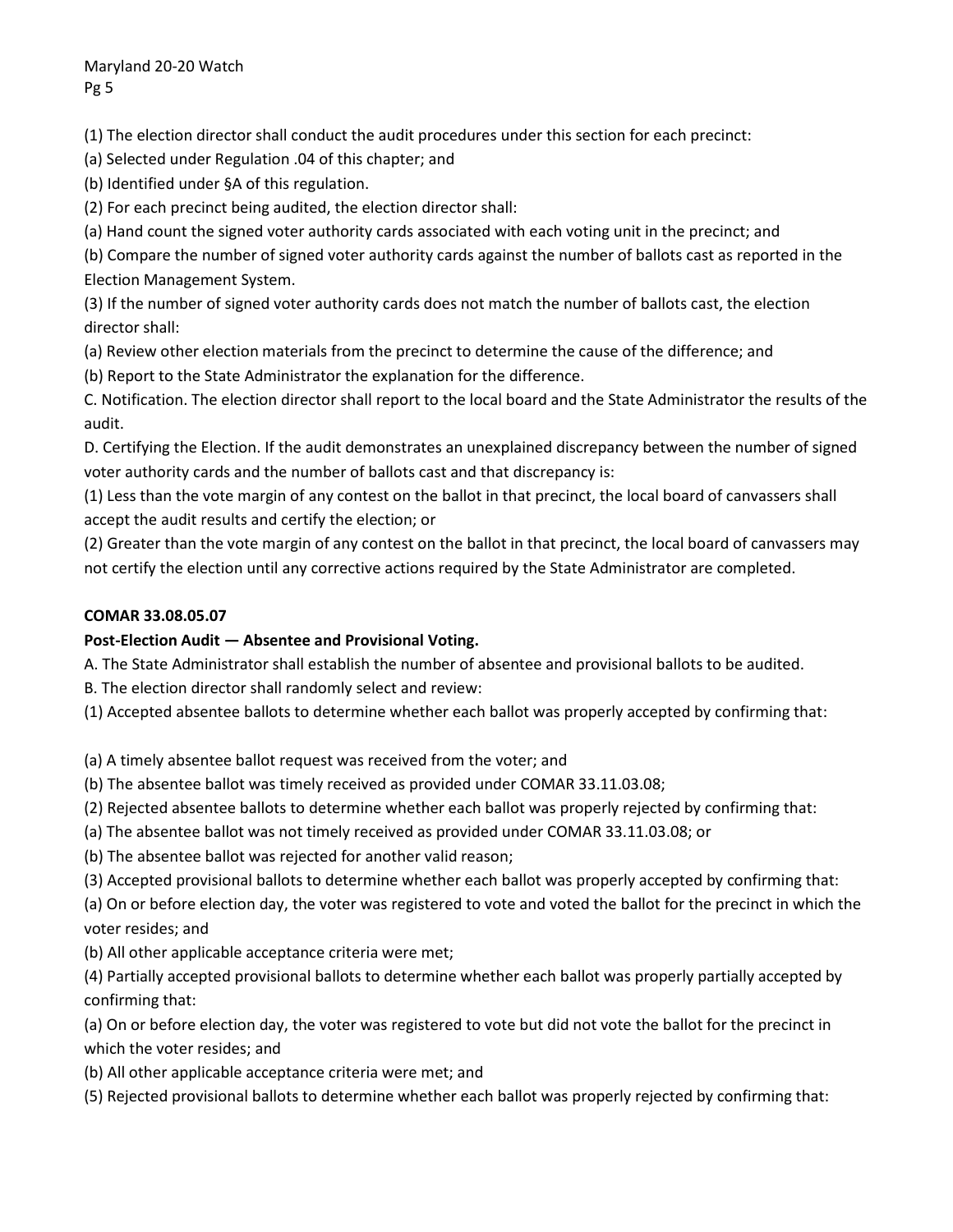(1) The election director shall conduct the audit procedures under this section for each precinct:

(a) Selected under Regulation .04 of this chapter; and

(b) Identified under §A of this regulation.

(2) For each precinct being audited, the election director shall:

(a) Hand count the signed voter authority cards associated with each voting unit in the precinct; and

(b) Compare the number of signed voter authority cards against the number of ballots cast as reported in the Election Management System.

(3) If the number of signed voter authority cards does not match the number of ballots cast, the election director shall:

(a) Review other election materials from the precinct to determine the cause of the difference; and

(b) Report to the State Administrator the explanation for the difference.

C. Notification. The election director shall report to the local board and the State Administrator the results of the audit.

D. Certifying the Election. If the audit demonstrates an unexplained discrepancy between the number of signed voter authority cards and the number of ballots cast and that discrepancy is:

(1) Less than the vote margin of any contest on the ballot in that precinct, the local board of canvassers shall accept the audit results and certify the election; or

(2) Greater than the vote margin of any contest on the ballot in that precinct, the local board of canvassers may not certify the election until any corrective actions required by the State Administrator are completed.

**COMAR 33.08.05.07**

**Post-Election Audit — Absentee and Provisional Voting.**

A. The State Administrator shall establish the number of absentee and provisional ballots to be audited.

B. The election director shall randomly select and review:

(1) Accepted absentee ballots to determine whether each ballot was properly accepted by confirming that:

(a) A timely absentee ballot request was received from the voter; and

(b) The absentee ballot was timely received as provided under COMAR 33.11.03.08;

(2) Rejected absentee ballots to determine whether each ballot was properly rejected by confirming that:

(a) The absentee ballot was not timely received as provided under COMAR 33.11.03.08; or

(b) The absentee ballot was rejected for another valid reason;

(3) Accepted provisional ballots to determine whether each ballot was properly accepted by confirming that:

(a) On or before election day, the voter was registered to vote and voted the ballot for the precinct in which the voter resides; and

(b) All other applicable acceptance criteria were met;

(4) Partially accepted provisional ballots to determine whether each ballot was properly partially accepted by confirming that:

(a) On or before election day, the voter was registered to vote but did not vote the ballot for the precinct in which the voter resides; and

(b) All other applicable acceptance criteria were met; and

(5) Rejected provisional ballots to determine whether each ballot was properly rejected by confirming that: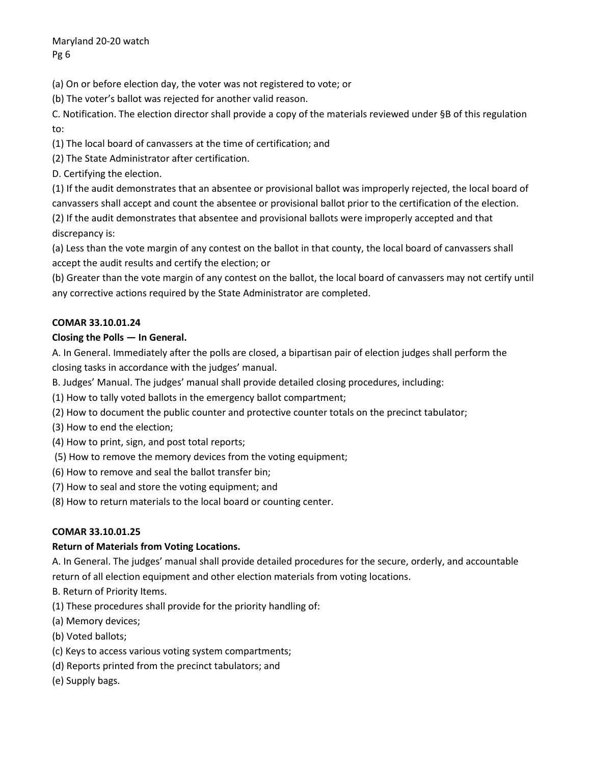(a) On or before election day, the voter was not registered to vote; or

(b) The voter's ballot was rejected for another valid reason.

C. Notification. The election director shall provide a copy of the materials reviewed under §B of this regulation to:

(1) The local board of canvassers at the time of certification; and

(2) The State Administrator after certification.

D. Certifying the election.

(1) If the audit demonstrates that an absentee or provisional ballot was improperly rejected, the local board of canvassers shall accept and count the absentee or provisional ballot prior to the certification of the election.

(2) If the audit demonstrates that absentee and provisional ballots were improperly accepted and that discrepancy is:

(a) Less than the vote margin of any contest on the ballot in that county, the local board of canvassers shall accept the audit results and certify the election; or

(b) Greater than the vote margin of any contest on the ballot, the local board of canvassers may not certify until any corrective actions required by the State Administrator are completed.

**COMAR 33.10.01.24**

**Closing the Polls — In General.**

A. In General. Immediately after the polls are closed, a bipartisan pair of election judges shall perform the closing tasks in accordance with the judges' manual.

B. Judges' Manual. The judges' manual shall provide detailed closing procedures, including:

(1) How to tally voted ballots in the emergency ballot compartment;

(2) How to document the public counter and protective counter totals on the precinct tabulator;

(3) How to end the election;

(4) How to print, sign, and post total reports;

(5) How to remove the memory devices from the voting equipment;

(6) How to remove and seal the ballot transfer bin;

(7) How to seal and store the voting equipment; and

(8) How to return materials to the local board or counting center.

**COMAR 33.10.01.25**

**Return of Materials from Voting Locations.**

A. In General. The judges' manual shall provide detailed procedures for the secure, orderly, and accountable return of all election equipment and other election materials from voting locations.

B. Return of Priority Items.

(1) These procedures shall provide for the priority handling of:

(a) Memory devices;

(b) Voted ballots;

(c) Keys to access various voting system compartments;

(d) Reports printed from the precinct tabulators; and

(e) Supply bags.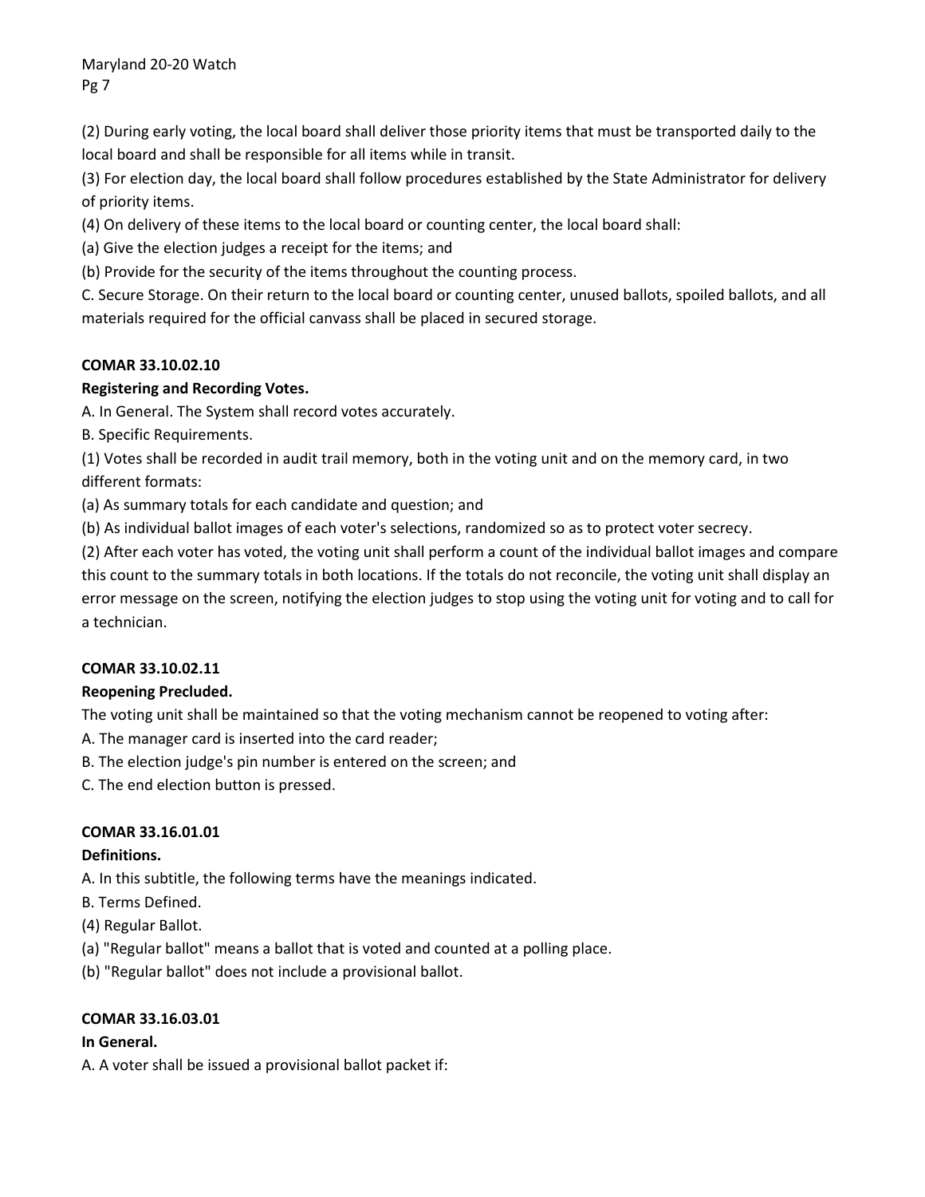(2) During early voting, the local board shall deliver those priority items that must be transported daily to the local board and shall be responsible for all items while in transit.

(3) For election day, the local board shall follow procedures established by the State Administrator for delivery of priority items.

(4) On delivery of these items to the local board or counting center, the local board shall:

(a) Give the election judges a receipt for the items; and

(b) Provide for the security of the items throughout the counting process.

C. Secure Storage. On their return to the local board or counting center, unused ballots, spoiled ballots, and all materials required for the official canvass shall be placed in secured storage.

**COMAR 33.10.02.10**

**Registering and Recording Votes.**

A. In General. The System shall record votes accurately.

B. Specific Requirements.

(1) Votes shall be recorded in audit trail memory, both in the voting unit and on the memory card, in two different formats:

(a) As summary totals for each candidate and question; and

(b) As individual ballot images of each voter's selections, randomized so as to protect voter secrecy.

(2) After each voter has voted, the voting unit shall perform a count of the individual ballot images and compare this count to the summary totals in both locations. If the totals do not reconcile, the voting unit shall display an error message on the screen, notifying the election judges to stop using the voting unit for voting and to call for a technician.

**COMAR 33.10.02.11**

**Reopening Precluded.**

The voting unit shall be maintained so that the voting mechanism cannot be reopened to voting after:

A. The manager card is inserted into the card reader;

B. The election judge's pin number is entered on the screen; and

C. The end election button is pressed.

**COMAR 33.16.01.01**

**Definitions.**

A. In this subtitle, the following terms have the meanings indicated.

B. Terms Defined.

(4) Regular Ballot.

(a) "Regular ballot" means a ballot that is voted and counted at a polling place.

(b) "Regular ballot" does not include a provisional ballot.

**COMAR 33.16.03.01**

**In General.**

A. A voter shall be issued a provisional ballot packet if: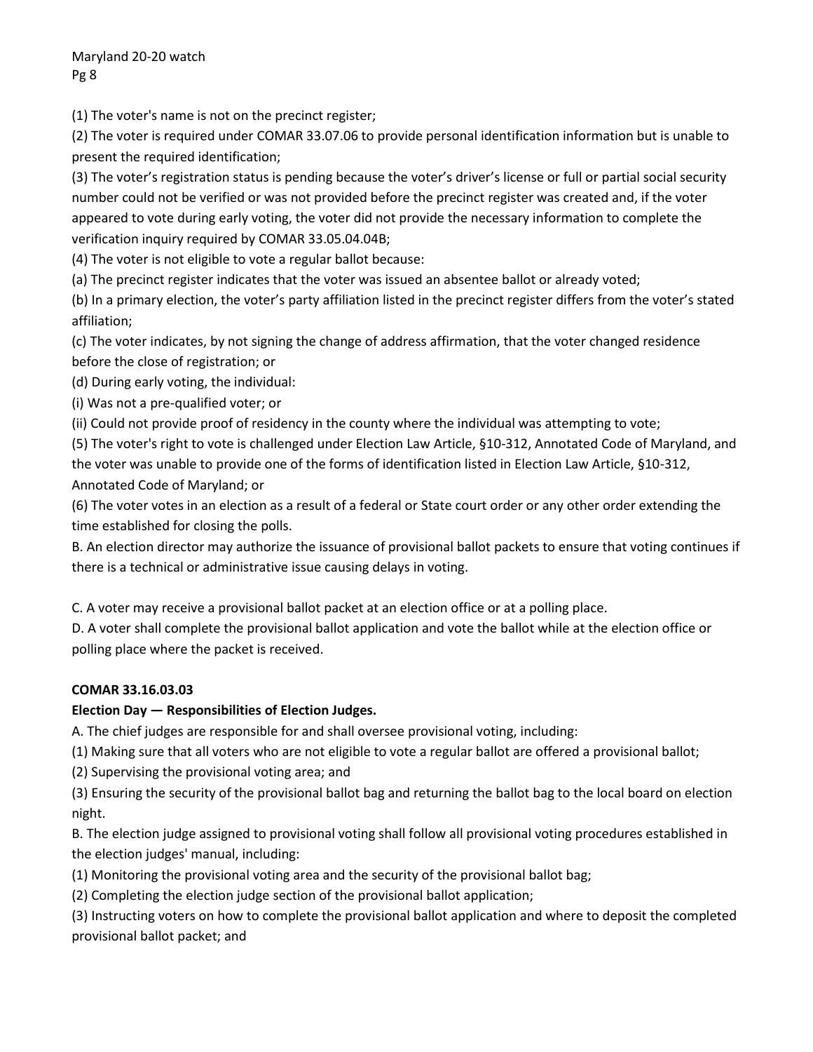(1) The voter's name is not on the precinct register;

(2) The voter is required under COMAR 33.07.06 to provide personal identification information but is unable to present the required identification;

(3) The voter's registration status is pending because the voter's driver's license or full or partial social security number could not be verified or was not provided before the precinct register was created and, if the voter appeared to vote during early voting, the voter did not provide the necessary information to complete the verification inquiry required by COMAR 33.05.04.04B;

(4) The voter is not eligible to vote a regular ballot because:

(a) The precinct register indicates that the voter was issued an absentee ballot or already voted;

(b) In a primary election, the voter's party affiliation listed in the precinct register differs from the voter's stated affiliation;

(c) The voter indicates, by not signing the change of address affirmation, that the voter changed residence before the close of registration; or

(d) During early voting, the individual:

(i) Was not a pre-qualified voter; or

(ii) Could not provide proof of residency in the county where the individual was attempting to vote;

(5) The voter's right to vote is challenged under Election Law Article, §10-312, Annotated Code of Maryland, and the voter was unable to provide one of the forms of identification listed in Election Law Article, §10-312, Annotated Code of Maryland; or

(6) The voter votes in an election as a result of a federal or State court order or any other order extending the time established for closing the polls.

B. An election director may authorize the issuance of provisional ballot packets to ensure that voting continues if there is a technical or administrative issue causing delays in voting.

C. A voter may receive a provisional ballot packet at an election office or at a polling place.

D. A voter shall complete the provisional ballot application and vote the ballot while at the election office or polling place where the packet is received.

**COMAR 33.16.03.03**

**Election Day — Responsibilities of Election Judges.**

A. The chief judges are responsible for and shall oversee provisional voting, including:

(1) Making sure that all voters who are not eligible to vote a regular ballot are offered a provisional ballot;

(2) Supervising the provisional voting area; and

(3) Ensuring the security of the provisional ballot bag and returning the ballot bag to the local board on election night.

B. The election judge assigned to provisional voting shall follow all provisional voting procedures established in the election judges' manual, including:

(1) Monitoring the provisional voting area and the security of the provisional ballot bag;

(2) Completing the election judge section of the provisional ballot application;

(3) Instructing voters on how to complete the provisional ballot application and where to deposit the completed provisional ballot packet; and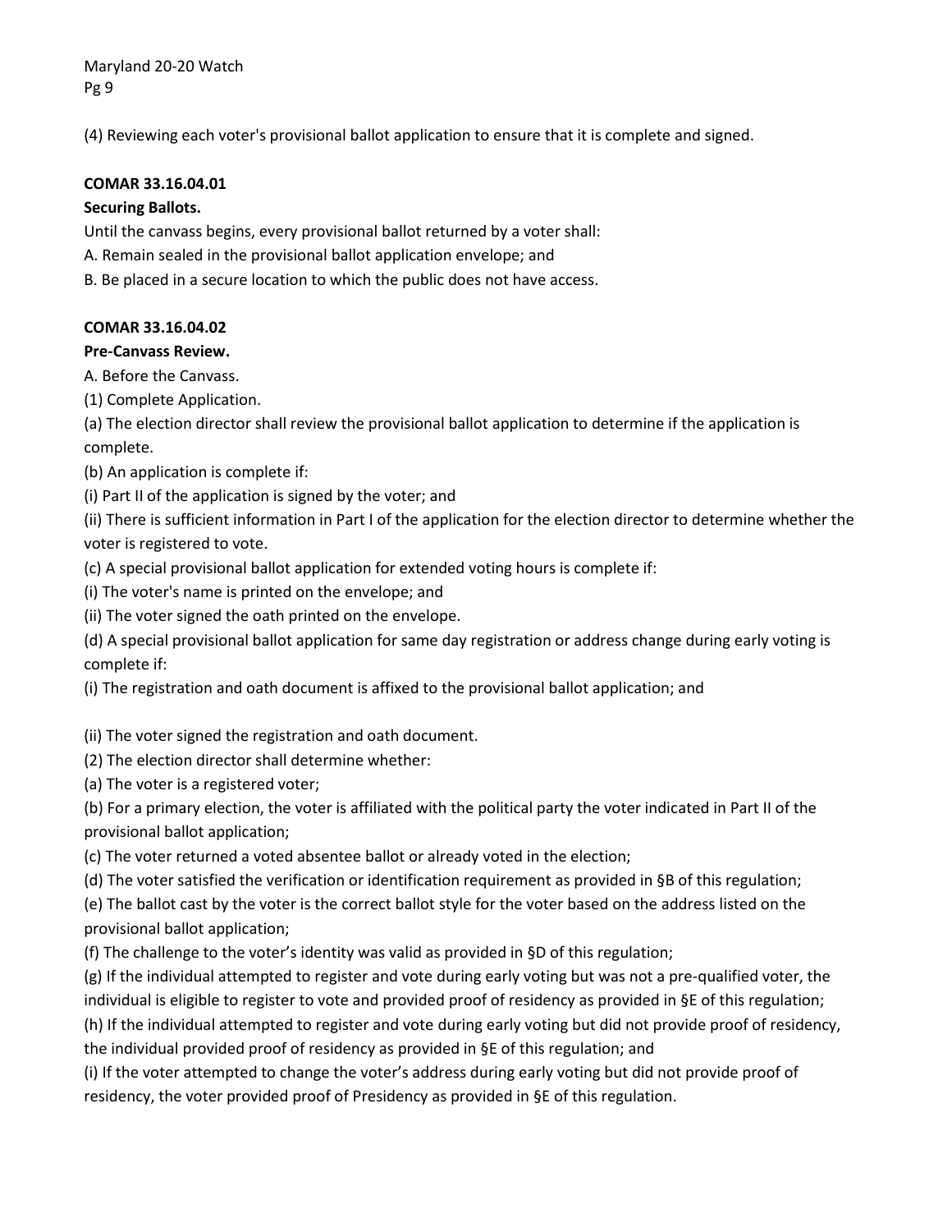(4) Reviewing each voter's provisional ballot application to ensure that it is complete and signed.

**COMAR 33.16.04.01**

**Securing Ballots.**

Until the canvass begins, every provisional ballot returned by a voter shall:

A. Remain sealed in the provisional ballot application envelope; and

B. Be placed in a secure location to which the public does not have access.

**COMAR 33.16.04.02**

**Pre-Canvass Review.**

A. Before the Canvass.

(1) Complete Application.

(a) The election director shall review the provisional ballot application to determine if the application is complete.

(b) An application is complete if:

(i) Part II of the application is signed by the voter; and

(ii) There is sufficient information in Part I of the application for the election director to determine whether the voter is registered to vote.

(c) A special provisional ballot application for extended voting hours is complete if:

(i) The voter's name is printed on the envelope; and

(ii) The voter signed the oath printed on the envelope.

(d) A special provisional ballot application for same day registration or address change during early voting is complete if:

(i) The registration and oath document is affixed to the provisional ballot application; and

(ii) The voter signed the registration and oath document.

(2) The election director shall determine whether:

(a) The voter is a registered voter;

(b) For a primary election, the voter is affiliated with the political party the voter indicated in Part II of the provisional ballot application;

(c) The voter returned a voted absentee ballot or already voted in the election;

(d) The voter satisfied the verification or identification requirement as provided in §B of this regulation;

(e) The ballot cast by the voter is the correct ballot style for the voter based on the address listed on the provisional ballot application;

(f) The challenge to the voter's identity was valid as provided in §D of this regulation;

(g) If the individual attempted to register and vote during early voting but was not a pre-qualified voter, the individual is eligible to register to vote and provided proof of residency as provided in §E of this regulation;

(h) If the individual attempted to register and vote during early voting but did not provide proof of residency, the individual provided proof of residency as provided in §E of this regulation; and

(i) If the voter attempted to change the voter's address during early voting but did not provide proof of residency, the voter provided proof of Presidency as provided in §E of this regulation.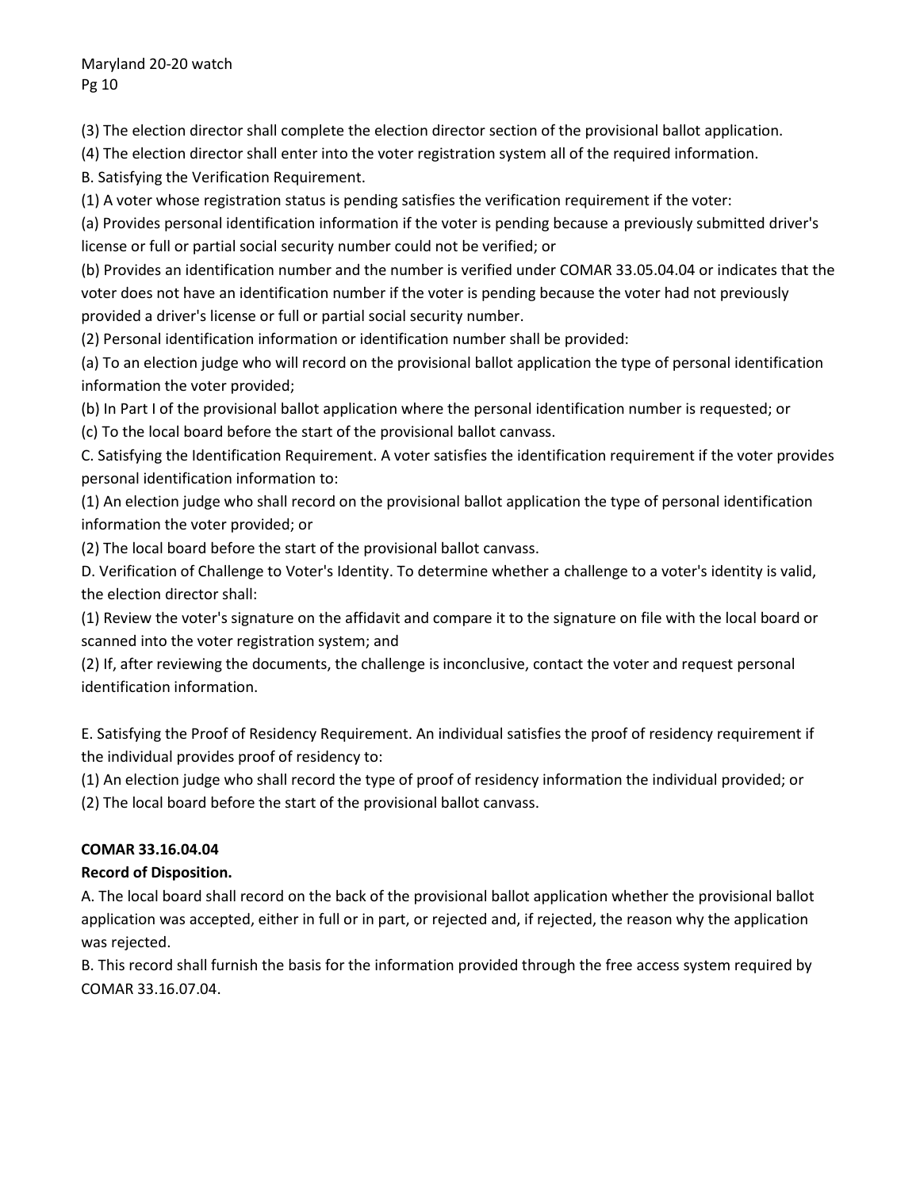(3) The election director shall complete the election director section of the provisional ballot application.

(4) The election director shall enter into the voter registration system all of the required information.

B. Satisfying the Verification Requirement.

(1) A voter whose registration status is pending satisfies the verification requirement if the voter:

(a) Provides personal identification information if the voter is pending because a previously submitted driver's license or full or partial social security number could not be verified; or

(b) Provides an identification number and the number is verified under COMAR 33.05.04.04 or indicates that the voter does not have an identification number if the voter is pending because the voter had not previously provided a driver's license or full or partial social security number.

(2) Personal identification information or identification number shall be provided:

(a) To an election judge who will record on the provisional ballot application the type of personal identification information the voter provided;

(b) In Part I of the provisional ballot application where the personal identification number is requested; or

(c) To the local board before the start of the provisional ballot canvass.

C. Satisfying the Identification Requirement. A voter satisfies the identification requirement if the voter provides personal identification information to:

(1) An election judge who shall record on the provisional ballot application the type of personal identification information the voter provided; or

(2) The local board before the start of the provisional ballot canvass.

D. Verification of Challenge to Voter's Identity. To determine whether a challenge to a voter's identity is valid, the election director shall:

(1) Review the voter's signature on the affidavit and compare it to the signature on file with the local board or scanned into the voter registration system; and

(2) If, after reviewing the documents, the challenge is inconclusive, contact the voter and request personal identification information.

E. Satisfying the Proof of Residency Requirement. An individual satisfies the proof of residency requirement if the individual provides proof of residency to:

(1) An election judge who shall record the type of proof of residency information the individual provided; or

(2) The local board before the start of the provisional ballot canvass.

**COMAR 33.16.04.04**

**Record of Disposition.**

A. The local board shall record on the back of the provisional ballot application whether the provisional ballot application was accepted, either in full or in part, or rejected and, if rejected, the reason why the application was rejected.

B. This record shall furnish the basis for the information provided through the free access system required by COMAR 33.16.07.04.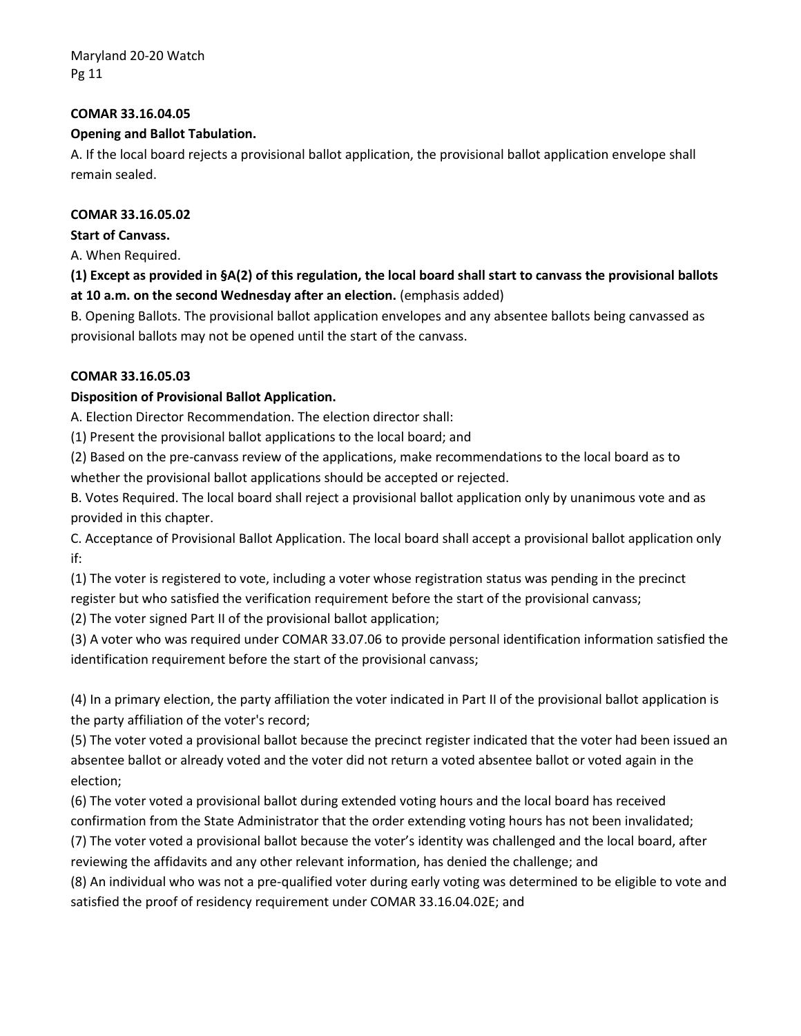**COMAR 33.16.04.05**

**Opening and Ballot Tabulation.**

A. If the local board rejects a provisional ballot application, the provisional ballot application envelope shall remain sealed.

**COMAR 33.16.05.02**

**Start of Canvass.**

A. When Required.

**(1) Except as provided in §A(2) of this regulation, the local board shall start to canvass the provisional ballots at 10 a.m. on the second Wednesday after an election.** (emphasis added)

B. Opening Ballots. The provisional ballot application envelopes and any absentee ballots being canvassed as provisional ballots may not be opened until the start of the canvass.

**COMAR 33.16.05.03**

**Disposition of Provisional Ballot Application.**

A. Election Director Recommendation. The election director shall:

(1) Present the provisional ballot applications to the local board; and

(2) Based on the pre-canvass review of the applications, make recommendations to the local board as to whether the provisional ballot applications should be accepted or rejected.

B. Votes Required. The local board shall reject a provisional ballot application only by unanimous vote and as provided in this chapter.

C. Acceptance of Provisional Ballot Application. The local board shall accept a provisional ballot application only if:

(1) The voter is registered to vote, including a voter whose registration status was pending in the precinct register but who satisfied the verification requirement before the start of the provisional canvass;

(2) The voter signed Part II of the provisional ballot application;

(3) A voter who was required under COMAR 33.07.06 to provide personal identification information satisfied the identification requirement before the start of the provisional canvass;

(4) In a primary election, the party affiliation the voter indicated in Part II of the provisional ballot application is the party affiliation of the voter's record;

(5) The voter voted a provisional ballot because the precinct register indicated that the voter had been issued an absentee ballot or already voted and the voter did not return a voted absentee ballot or voted again in the election;

(6) The voter voted a provisional ballot during extended voting hours and the local board has received confirmation from the State Administrator that the order extending voting hours has not been invalidated;

(7) The voter voted a provisional ballot because the voter's identity was challenged and the local board, after reviewing the affidavits and any other relevant information, has denied the challenge; and

(8) An individual who was not a pre-qualified voter during early voting was determined to be eligible to vote and satisfied the proof of residency requirement under COMAR 33.16.04.02E; and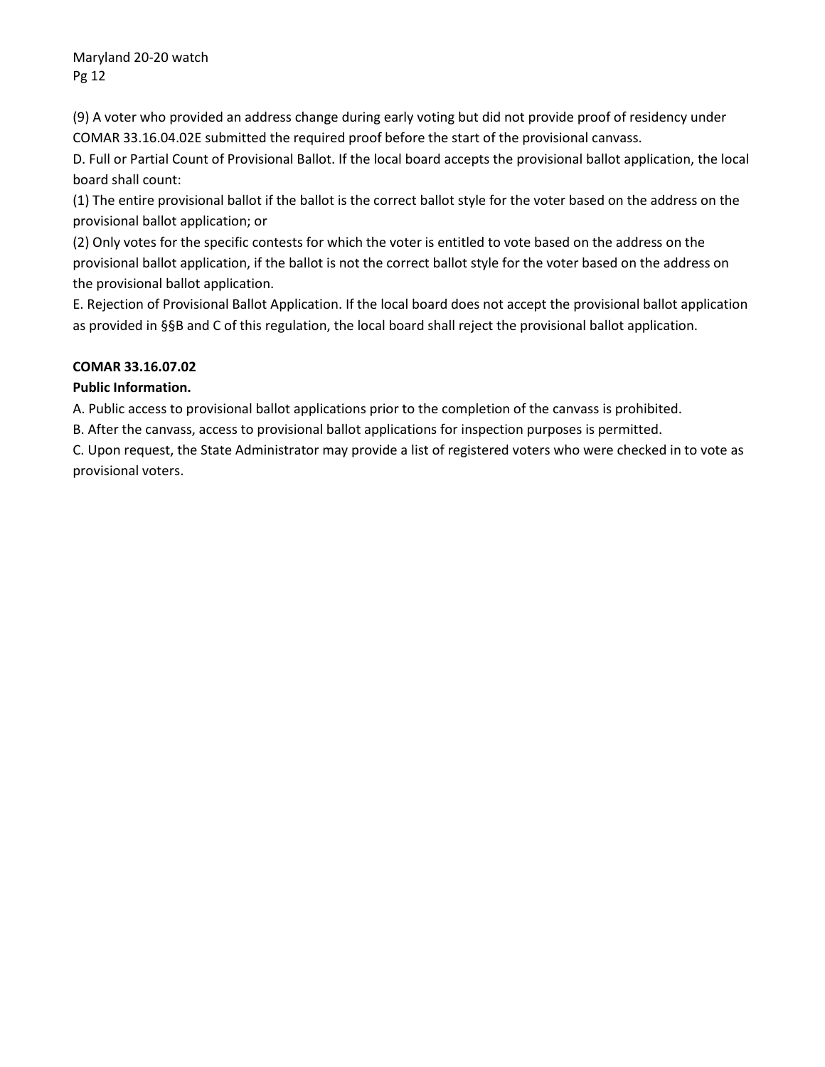(9) A voter who provided an address change during early voting but did not provide proof of residency under COMAR 33.16.04.02E submitted the required proof before the start of the provisional canvass.

D. Full or Partial Count of Provisional Ballot. If the local board accepts the provisional ballot application, the local board shall count:

(1) The entire provisional ballot if the ballot is the correct ballot style for the voter based on the address on the provisional ballot application; or

(2) Only votes for the specific contests for which the voter is entitled to vote based on the address on the provisional ballot application, if the ballot is not the correct ballot style for the voter based on the address on the provisional ballot application.

E. Rejection of Provisional Ballot Application. If the local board does not accept the provisional ballot application as provided in §§B and C of this regulation, the local board shall reject the provisional ballot application.

**COMAR 33.16.07.02**

**Public Information.**

A. Public access to provisional ballot applications prior to the completion of the canvass is prohibited.

B. After the canvass, access to provisional ballot applications for inspection purposes is permitted.

C. Upon request, the State Administrator may provide a list of registered voters who were checked in to vote as provisional voters.